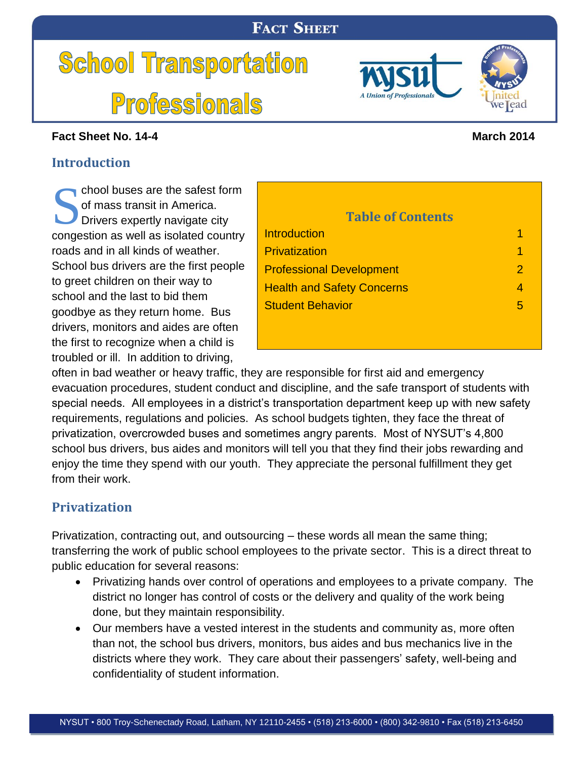**FACT SHEET**

# School Transportation Professionals

**Fact Sheet No. 14-4** **March 2014**

## Introduction

School buses are the safest form of mass transit in America. Drivers expertly navigate city congestion as well as isolated country roads and in all kinds of weather. School bus drivers are the first people to greet children on their way to school and the last to bid them goodbye as they return home. Bus drivers, monitors and aides are often the first to recognize when a child is troubled or ill. In addition to driving, often in bad weather or heavy traffic, they are responsible for first aid and emergency evacuation procedures, student conduct and discipline, and the safe transport of students with special needs. All employees in a district's transportation department keep up with new safety requirements, regulations and policies. As school budgets tighten, they face the threat of privatization, overcrowded buses and sometimes angry parents. Most of NYSUT's 4,800 school bus drivers, bus aides and monitors will tell you that they find their jobs rewarding and enjoy the time they spend with our youth. They appreciate the personal fulfillment they get from their work.

**Table of Contents**

| Section | Page |
| --- | --- |
| Introduction | 1 |
| Privatization | 1 |
| Professional Development | 2 |
| Health and Safety Concerns | 4 |
| Student Behavior | 5 |

## Privatization

Privatization, contracting out, and outsourcing – these words all mean the same thing; transferring the work of public school employees to the private sector. This is a direct threat to public education for several reasons:

- Privatizing hands over control of operations and employees to a private company. The district no longer has control of costs or the delivery and quality of the work being done, but they maintain responsibility.
- Our members have a vested interest in the students and community as, more often than not, the school bus drivers, monitors, bus aides and bus mechanics live in the districts where they work. They care about their passengers' safety, well-being and confidentiality of student information.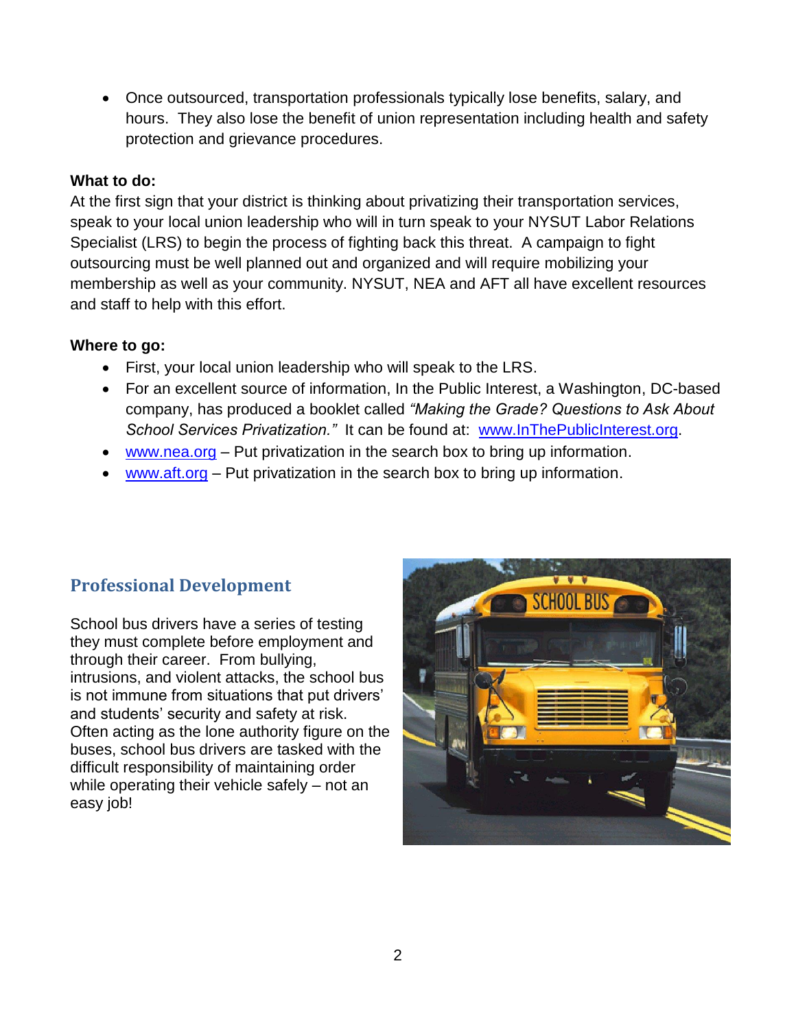- Once outsourced, transportation professionals typically lose benefits, salary, and hours. They also lose the benefit of union representation including health and safety protection and grievance procedures.

**What to do:**

At the first sign that your district is thinking about privatizing their transportation services, speak to your local union leadership who will in turn speak to your NYSUT Labor Relations Specialist (LRS) to begin the process of fighting back this threat. A campaign to fight outsourcing must be well planned out and organized and will require mobilizing your membership as well as your community. NYSUT, NEA and AFT all have excellent resources and staff to help with this effort.

**Where to go:**

- First, your local union leadership who will speak to the LRS.
- For an excellent source of information, In the Public Interest, a Washington, DC-based company, has produced a booklet called *"Making the Grade? Questions to Ask About School Services Privatization."* It can be found at: www.InThePublicInterest.org.
- www.nea.org – Put privatization in the search box to bring up information.
- www.aft.org – Put privatization in the search box to bring up information.

## Professional Development

School bus drivers have a series of testing they must complete before employment and through their career. From bullying, intrusions, and violent attacks, the school bus is not immune from situations that put drivers' and students' security and safety at risk. Often acting as the lone authority figure on the buses, school bus drivers are tasked with the difficult responsibility of maintaining order while operating their vehicle safely – not an easy job!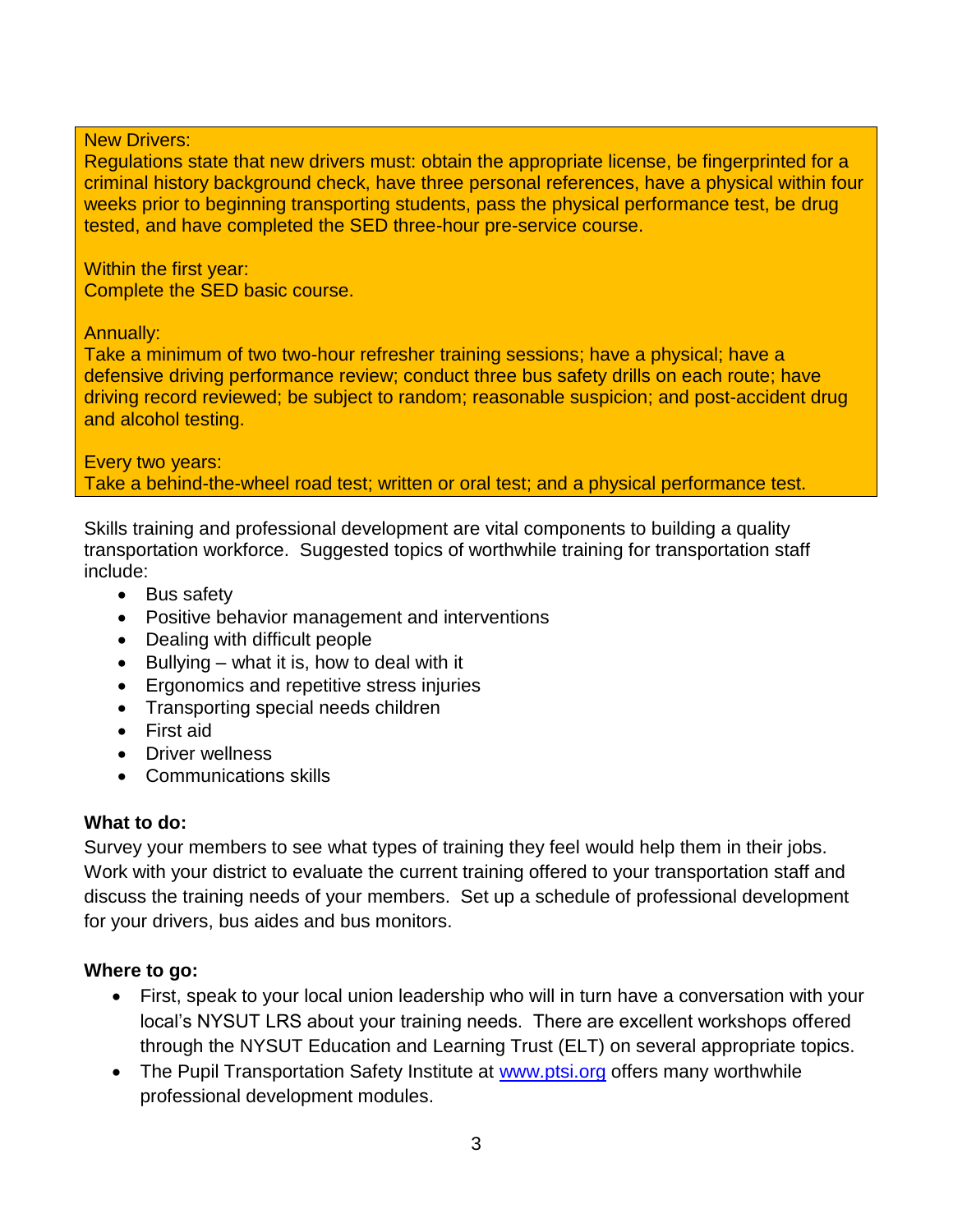New Drivers:
Regulations state that new drivers must: obtain the appropriate license, be fingerprinted for a criminal history background check, have three personal references, have a physical within four weeks prior to beginning transporting students, pass the physical performance test, be drug tested, and have completed the SED three-hour pre-service course.

Within the first year:
Complete the SED basic course.

Annually:
Take a minimum of two two-hour refresher training sessions; have a physical; have a defensive driving performance review; conduct three bus safety drills on each route; have driving record reviewed; be subject to random; reasonable suspicion; and post-accident drug and alcohol testing.

Every two years:
Take a behind-the-wheel road test; written or oral test; and a physical performance test.

Skills training and professional development are vital components to building a quality transportation workforce. Suggested topics of worthwhile training for transportation staff include:

- Bus safety
- Positive behavior management and interventions
- Dealing with difficult people
- Bullying – what it is, how to deal with it
- Ergonomics and repetitive stress injuries
- Transporting special needs children
- First aid
- Driver wellness
- Communications skills

**What to do:**
Survey your members to see what types of training they feel would help them in their jobs. Work with your district to evaluate the current training offered to your transportation staff and discuss the training needs of your members. Set up a schedule of professional development for your drivers, bus aides and bus monitors.

**Where to go:**

- First, speak to your local union leadership who will in turn have a conversation with your local's NYSUT LRS about your training needs. There are excellent workshops offered through the NYSUT Education and Learning Trust (ELT) on several appropriate topics.
- The Pupil Transportation Safety Institute at www.ptsi.org offers many worthwhile professional development modules.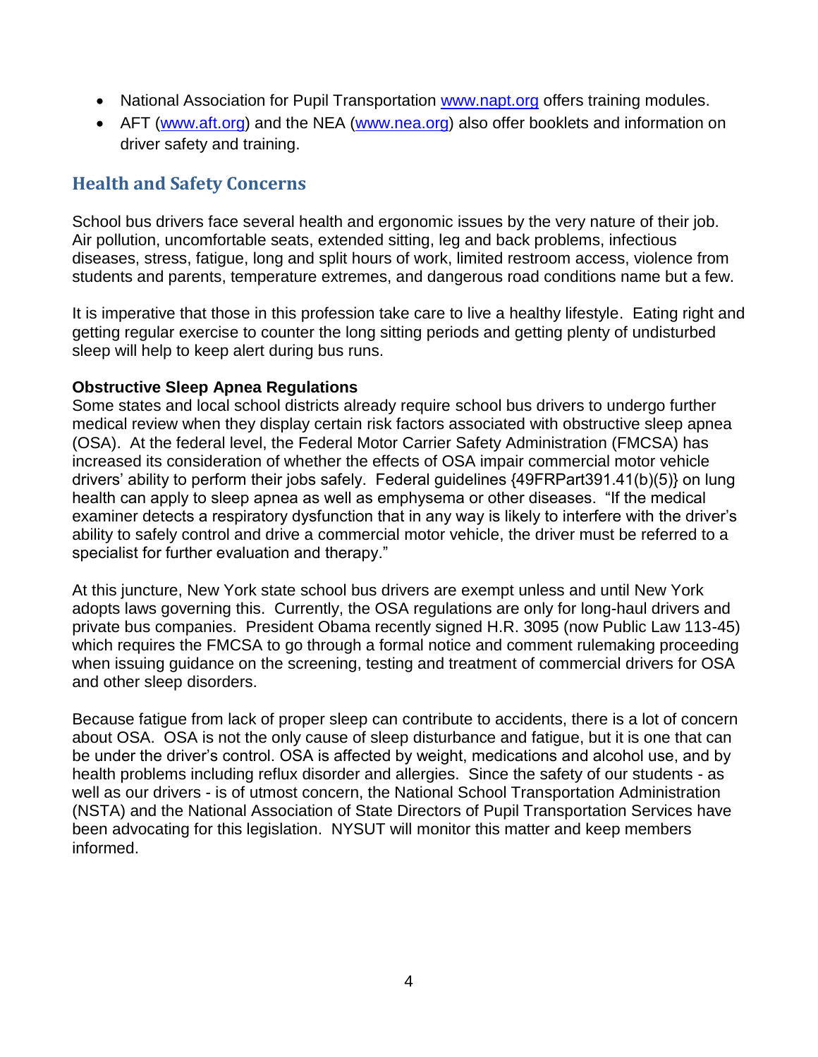- National Association for Pupil Transportation www.napt.org offers training modules.
- AFT (www.aft.org) and the NEA (www.nea.org) also offer booklets and information on driver safety and training.

## Health and Safety Concerns

School bus drivers face several health and ergonomic issues by the very nature of their job. Air pollution, uncomfortable seats, extended sitting, leg and back problems, infectious diseases, stress, fatigue, long and split hours of work, limited restroom access, violence from students and parents, temperature extremes, and dangerous road conditions name but a few.

It is imperative that those in this profession take care to live a healthy lifestyle. Eating right and getting regular exercise to counter the long sitting periods and getting plenty of undisturbed sleep will help to keep alert during bus runs.

**Obstructive Sleep Apnea Regulations**

Some states and local school districts already require school bus drivers to undergo further medical review when they display certain risk factors associated with obstructive sleep apnea (OSA). At the federal level, the Federal Motor Carrier Safety Administration (FMCSA) has increased its consideration of whether the effects of OSA impair commercial motor vehicle drivers' ability to perform their jobs safely. Federal guidelines {49FRPart391.41(b)(5)} on lung health can apply to sleep apnea as well as emphysema or other diseases. "If the medical examiner detects a respiratory dysfunction that in any way is likely to interfere with the driver's ability to safely control and drive a commercial motor vehicle, the driver must be referred to a specialist for further evaluation and therapy."

At this juncture, New York state school bus drivers are exempt unless and until New York adopts laws governing this. Currently, the OSA regulations are only for long-haul drivers and private bus companies. President Obama recently signed H.R. 3095 (now Public Law 113-45) which requires the FMCSA to go through a formal notice and comment rulemaking proceeding when issuing guidance on the screening, testing and treatment of commercial drivers for OSA and other sleep disorders.

Because fatigue from lack of proper sleep can contribute to accidents, there is a lot of concern about OSA. OSA is not the only cause of sleep disturbance and fatigue, but it is one that can be under the driver's control. OSA is affected by weight, medications and alcohol use, and by health problems including reflux disorder and allergies. Since the safety of our students - as well as our drivers - is of utmost concern, the National School Transportation Administration (NSTA) and the National Association of State Directors of Pupil Transportation Services have been advocating for this legislation. NYSUT will monitor this matter and keep members informed.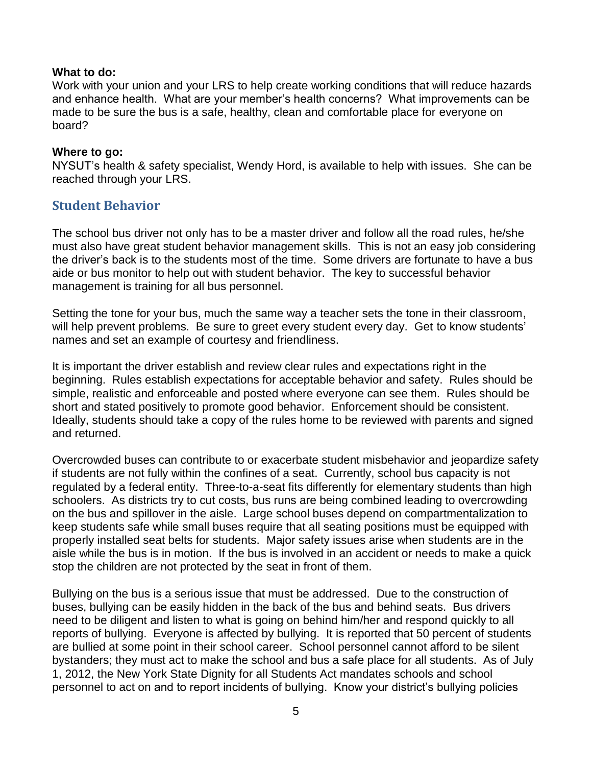**What to do:**
Work with your union and your LRS to help create working conditions that will reduce hazards and enhance health. What are your member's health concerns? What improvements can be made to be sure the bus is a safe, healthy, clean and comfortable place for everyone on board?

**Where to go:**
NYSUT's health & safety specialist, Wendy Hord, is available to help with issues. She can be reached through your LRS.

## Student Behavior

The school bus driver not only has to be a master driver and follow all the road rules, he/she must also have great student behavior management skills. This is not an easy job considering the driver's back is to the students most of the time. Some drivers are fortunate to have a bus aide or bus monitor to help out with student behavior. The key to successful behavior management is training for all bus personnel.

Setting the tone for your bus, much the same way a teacher sets the tone in their classroom, will help prevent problems. Be sure to greet every student every day. Get to know students' names and set an example of courtesy and friendliness.

It is important the driver establish and review clear rules and expectations right in the beginning. Rules establish expectations for acceptable behavior and safety. Rules should be simple, realistic and enforceable and posted where everyone can see them. Rules should be short and stated positively to promote good behavior. Enforcement should be consistent. Ideally, students should take a copy of the rules home to be reviewed with parents and signed and returned.

Overcrowded buses can contribute to or exacerbate student misbehavior and jeopardize safety if students are not fully within the confines of a seat. Currently, school bus capacity is not regulated by a federal entity. Three-to-a-seat fits differently for elementary students than high schoolers. As districts try to cut costs, bus runs are being combined leading to overcrowding on the bus and spillover in the aisle. Large school buses depend on compartmentalization to keep students safe while small buses require that all seating positions must be equipped with properly installed seat belts for students. Major safety issues arise when students are in the aisle while the bus is in motion. If the bus is involved in an accident or needs to make a quick stop the children are not protected by the seat in front of them.

Bullying on the bus is a serious issue that must be addressed. Due to the construction of buses, bullying can be easily hidden in the back of the bus and behind seats. Bus drivers need to be diligent and listen to what is going on behind him/her and respond quickly to all reports of bullying. Everyone is affected by bullying. It is reported that 50 percent of students are bullied at some point in their school career. School personnel cannot afford to be silent bystanders; they must act to make the school and bus a safe place for all students. As of July 1, 2012, the New York State Dignity for all Students Act mandates schools and school personnel to act on and to report incidents of bullying. Know your district's bullying policies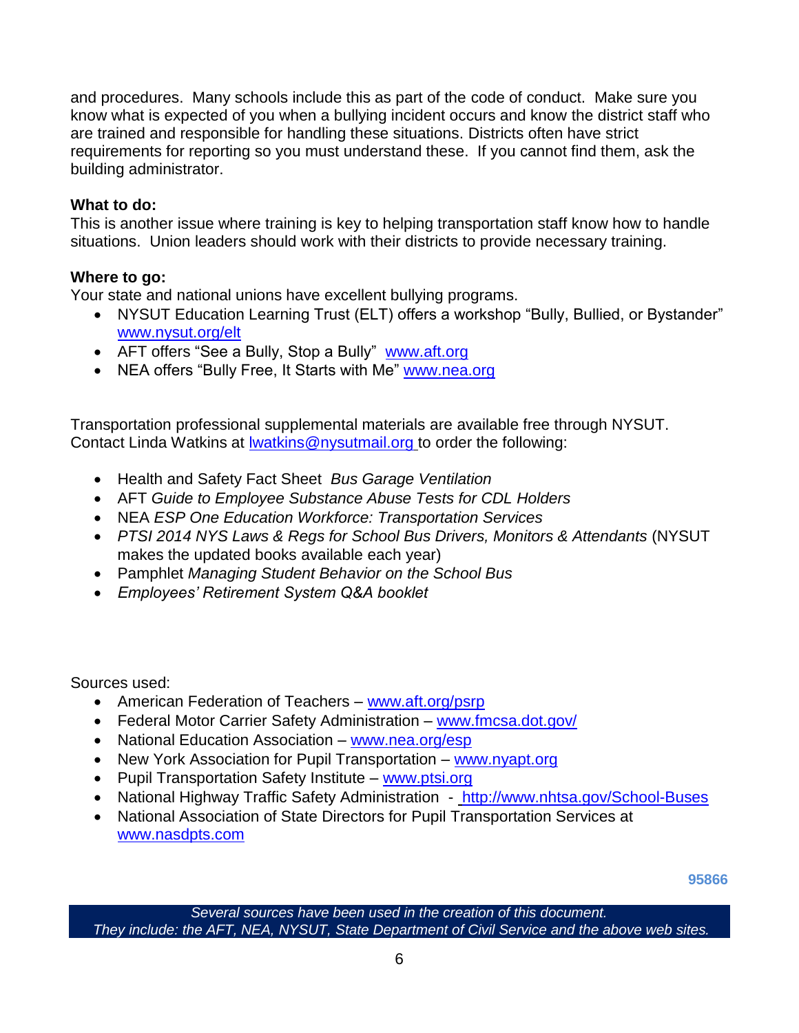and procedures. Many schools include this as part of the code of conduct. Make sure you know what is expected of you when a bullying incident occurs and know the district staff who are trained and responsible for handling these situations. Districts often have strict requirements for reporting so you must understand these. If you cannot find them, ask the building administrator.

**What to do:**
This is another issue where training is key to helping transportation staff know how to handle situations. Union leaders should work with their districts to provide necessary training.

**Where to go:**
Your state and national unions have excellent bullying programs.

- NYSUT Education Learning Trust (ELT) offers a workshop "Bully, Bullied, or Bystander" www.nysut.org/elt
- AFT offers "See a Bully, Stop a Bully" www.aft.org
- NEA offers "Bully Free, It Starts with Me" www.nea.org

Transportation professional supplemental materials are available free through NYSUT. Contact Linda Watkins at lwatkins@nysutmail.org to order the following:

- Health and Safety Fact Sheet *Bus Garage Ventilation*
- AFT *Guide to Employee Substance Abuse Tests for CDL Holders*
- NEA *ESP One Education Workforce: Transportation Services*
- *PTSI 2014 NYS Laws & Regs for School Bus Drivers, Monitors & Attendants* (NYSUT makes the updated books available each year)
- Pamphlet *Managing Student Behavior on the School Bus*
- *Employees' Retirement System Q&A booklet*

Sources used:

- American Federation of Teachers – www.aft.org/psrp
- Federal Motor Carrier Safety Administration – www.fmcsa.dot.gov/
- National Education Association – www.nea.org/esp
- New York Association for Pupil Transportation – www.nyapt.org
- Pupil Transportation Safety Institute – www.ptsi.org
- National Highway Traffic Safety Administration - http://www.nhtsa.gov/School-Buses
- National Association of State Directors for Pupil Transportation Services at www.nasdpts.com

95866

*Several sources have been used in the creation of this document.*
*They include: the AFT, NEA, NYSUT, State Department of Civil Service and the above web sites.*